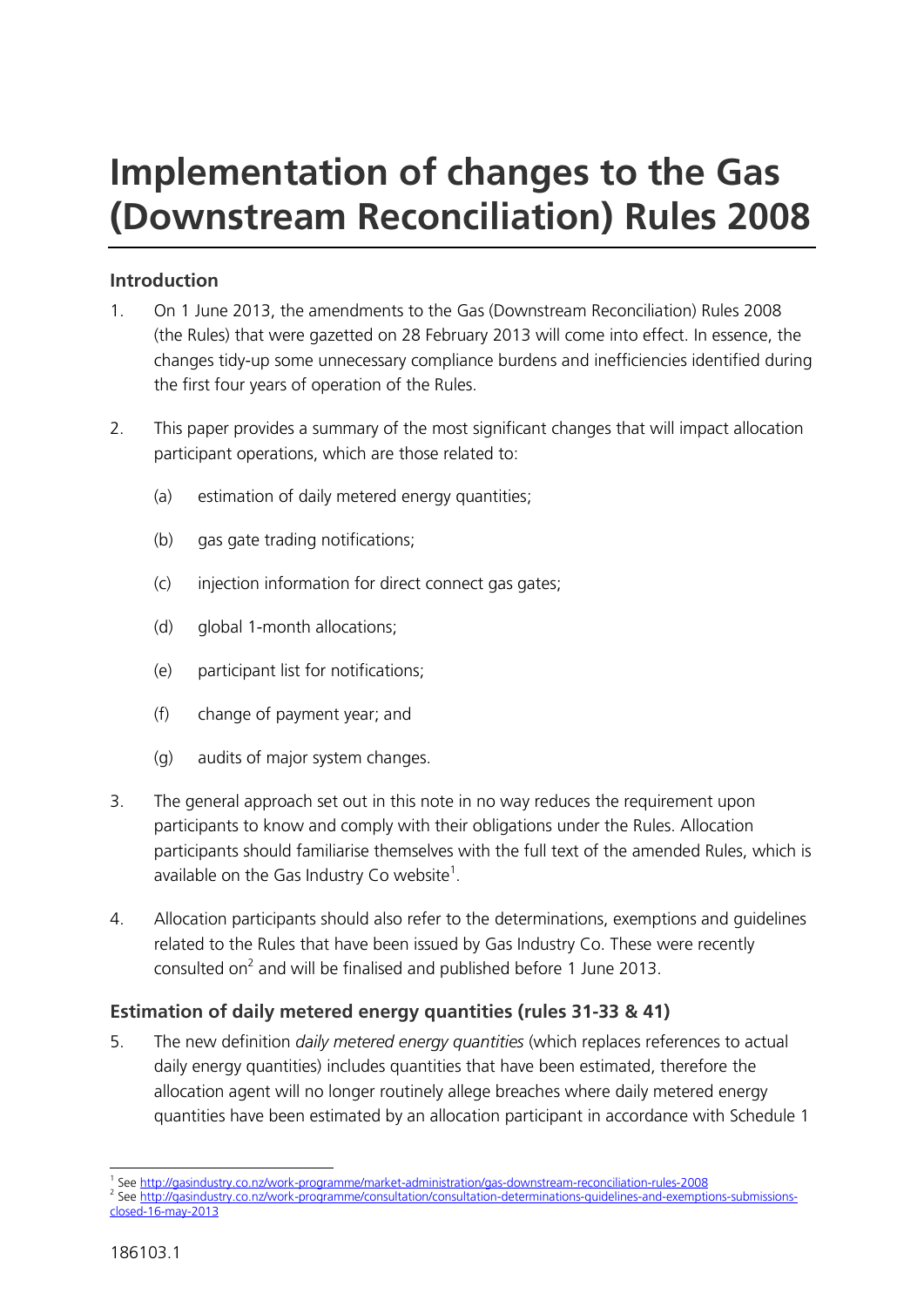# Implementation of changes to the Gas (Downstream Reconciliation) Rules 2008

## Introduction

1. On 1 June 2013, the amendments to the Gas (Downstream Reconciliation) Rules 2008 (the Rules) that were gazetted on 28 February 2013 will come into effect. In essence, the changes tidy-up some unnecessary compliance burdens and inefficiencies identified during the first four years of operation of the Rules.

2. This paper provides a summary of the most significant changes that will impact allocation participant operations, which are those related to:

   (a) estimation of daily metered energy quantities;

   (b) gas gate trading notifications;

   (c) injection information for direct connect gas gates;

   (d) global 1-month allocations;

   (e) participant list for notifications;

   (f) change of payment year; and

   (g) audits of major system changes.

3. The general approach set out in this note in no way reduces the requirement upon participants to know and comply with their obligations under the Rules. Allocation participants should familiarise themselves with the full text of the amended Rules, which is available on the Gas Industry Co website[1].

4. Allocation participants should also refer to the determinations, exemptions and guidelines related to the Rules that have been issued by Gas Industry Co. These were recently consulted on[2] and will be finalised and published before 1 June 2013.

## Estimation of daily metered energy quantities (rules 31-33 & 41)

5. The new definition *daily metered energy quantities* (which replaces references to actual daily energy quantities) includes quantities that have been estimated, therefore the allocation agent will no longer routinely allege breaches where daily metered energy quantities have been estimated by an allocation participant in accordance with Schedule 1

[1] See http://gasindustry.co.nz/work-programme/market-administration/gas-downstream-reconciliation-rules-2008

[2] See http://gasindustry.co.nz/work-programme/consultation/consultation-determinations-guidelines-and-exemptions-submissions-closed-16-may-2013

186103.1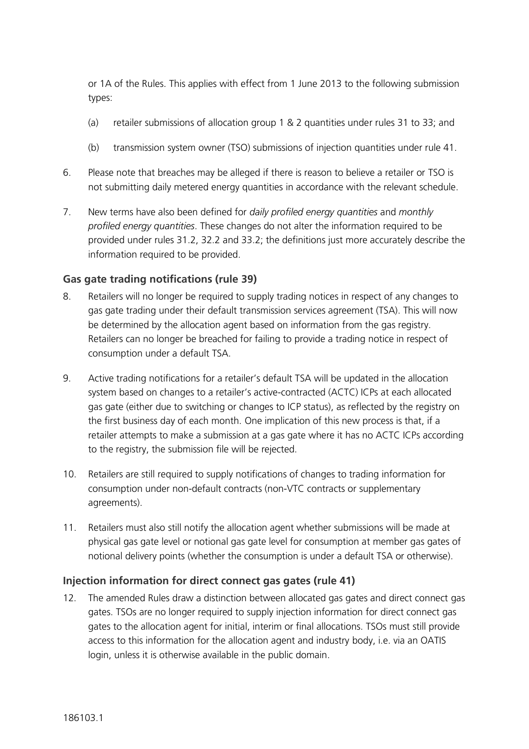or 1A of the Rules. This applies with effect from 1 June 2013 to the following submission types:

(a) retailer submissions of allocation group 1 & 2 quantities under rules 31 to 33; and

(b) transmission system owner (TSO) submissions of injection quantities under rule 41.

6. Please note that breaches may be alleged if there is reason to believe a retailer or TSO is not submitting daily metered energy quantities in accordance with the relevant schedule.

7. New terms have also been defined for *daily profiled energy quantities* and *monthly profiled energy quantities*. These changes do not alter the information required to be provided under rules 31.2, 32.2 and 33.2; the definitions just more accurately describe the information required to be provided.

### Gas gate trading notifications (rule 39)

8. Retailers will no longer be required to supply trading notices in respect of any changes to gas gate trading under their default transmission services agreement (TSA). This will now be determined by the allocation agent based on information from the gas registry. Retailers can no longer be breached for failing to provide a trading notice in respect of consumption under a default TSA.

9. Active trading notifications for a retailer's default TSA will be updated in the allocation system based on changes to a retailer's active-contracted (ACTC) ICPs at each allocated gas gate (either due to switching or changes to ICP status), as reflected by the registry on the first business day of each month. One implication of this new process is that, if a retailer attempts to make a submission at a gas gate where it has no ACTC ICPs according to the registry, the submission file will be rejected.

10. Retailers are still required to supply notifications of changes to trading information for consumption under non-default contracts (non-VTC contracts or supplementary agreements).

11. Retailers must also still notify the allocation agent whether submissions will be made at physical gas gate level or notional gas gate level for consumption at member gas gates of notional delivery points (whether the consumption is under a default TSA or otherwise).

### Injection information for direct connect gas gates (rule 41)

12. The amended Rules draw a distinction between allocated gas gates and direct connect gas gates. TSOs are no longer required to supply injection information for direct connect gas gates to the allocation agent for initial, interim or final allocations. TSOs must still provide access to this information for the allocation agent and industry body, i.e. via an OATIS login, unless it is otherwise available in the public domain.

186103.1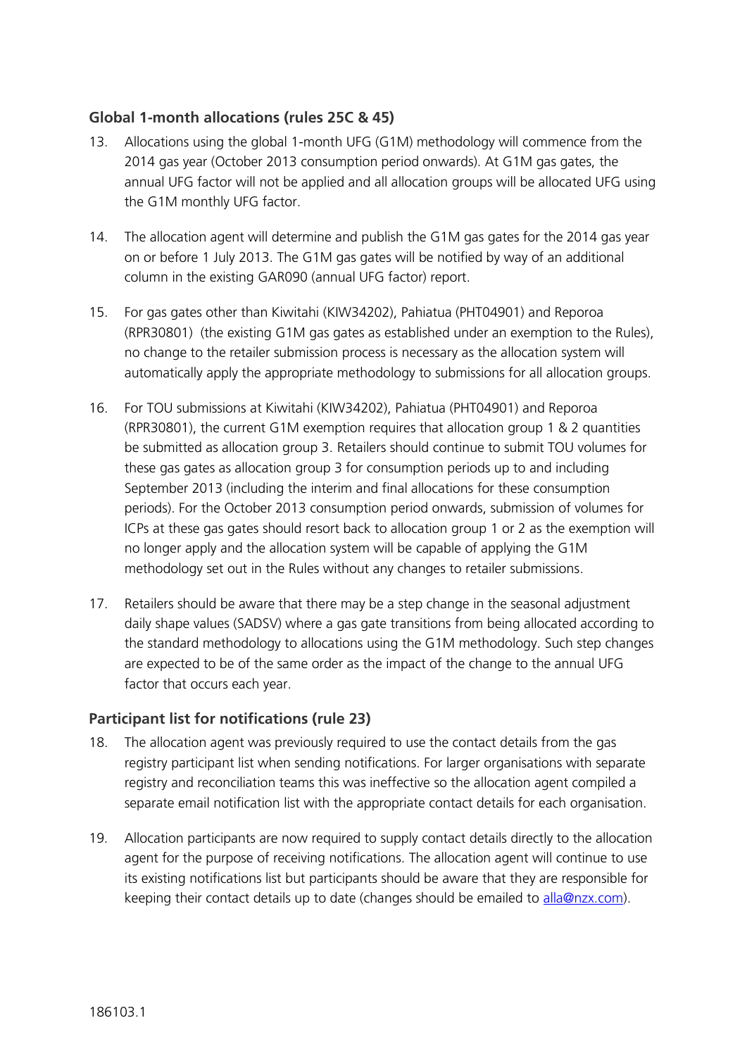### Global 1-month allocations (rules 25C & 45)

13. Allocations using the global 1-month UFG (G1M) methodology will commence from the 2014 gas year (October 2013 consumption period onwards). At G1M gas gates, the annual UFG factor will not be applied and all allocation groups will be allocated UFG using the G1M monthly UFG factor.

14. The allocation agent will determine and publish the G1M gas gates for the 2014 gas year on or before 1 July 2013. The G1M gas gates will be notified by way of an additional column in the existing GAR090 (annual UFG factor) report.

15. For gas gates other than Kiwitahi (KIW34202), Pahiatua (PHT04901) and Reporoa (RPR30801) (the existing G1M gas gates as established under an exemption to the Rules), no change to the retailer submission process is necessary as the allocation system will automatically apply the appropriate methodology to submissions for all allocation groups.

16. For TOU submissions at Kiwitahi (KIW34202), Pahiatua (PHT04901) and Reporoa (RPR30801), the current G1M exemption requires that allocation group 1 & 2 quantities be submitted as allocation group 3. Retailers should continue to submit TOU volumes for these gas gates as allocation group 3 for consumption periods up to and including September 2013 (including the interim and final allocations for these consumption periods). For the October 2013 consumption period onwards, submission of volumes for ICPs at these gas gates should resort back to allocation group 1 or 2 as the exemption will no longer apply and the allocation system will be capable of applying the G1M methodology set out in the Rules without any changes to retailer submissions.

17. Retailers should be aware that there may be a step change in the seasonal adjustment daily shape values (SADSV) where a gas gate transitions from being allocated according to the standard methodology to allocations using the G1M methodology. Such step changes are expected to be of the same order as the impact of the change to the annual UFG factor that occurs each year.

### Participant list for notifications (rule 23)

18. The allocation agent was previously required to use the contact details from the gas registry participant list when sending notifications. For larger organisations with separate registry and reconciliation teams this was ineffective so the allocation agent compiled a separate email notification list with the appropriate contact details for each organisation.

19. Allocation participants are now required to supply contact details directly to the allocation agent for the purpose of receiving notifications. The allocation agent will continue to use its existing notifications list but participants should be aware that they are responsible for keeping their contact details up to date (changes should be emailed to alla@nzx.com).

186103.1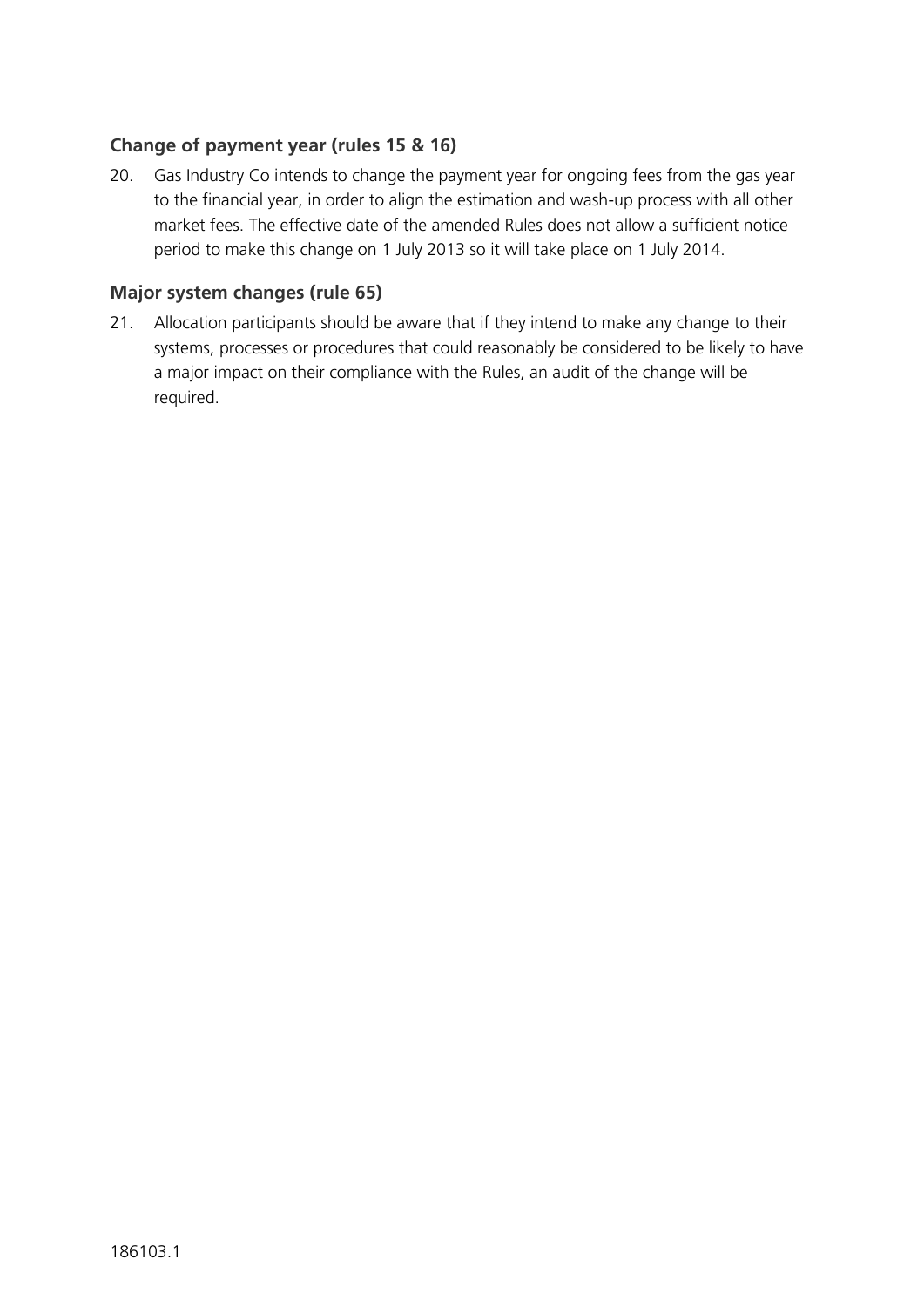### Change of payment year (rules 15 & 16)

20. Gas Industry Co intends to change the payment year for ongoing fees from the gas year to the financial year, in order to align the estimation and wash-up process with all other market fees. The effective date of the amended Rules does not allow a sufficient notice period to make this change on 1 July 2013 so it will take place on 1 July 2014.

### Major system changes (rule 65)

21. Allocation participants should be aware that if they intend to make any change to their systems, processes or procedures that could reasonably be considered to be likely to have a major impact on their compliance with the Rules, an audit of the change will be required.

186103.1